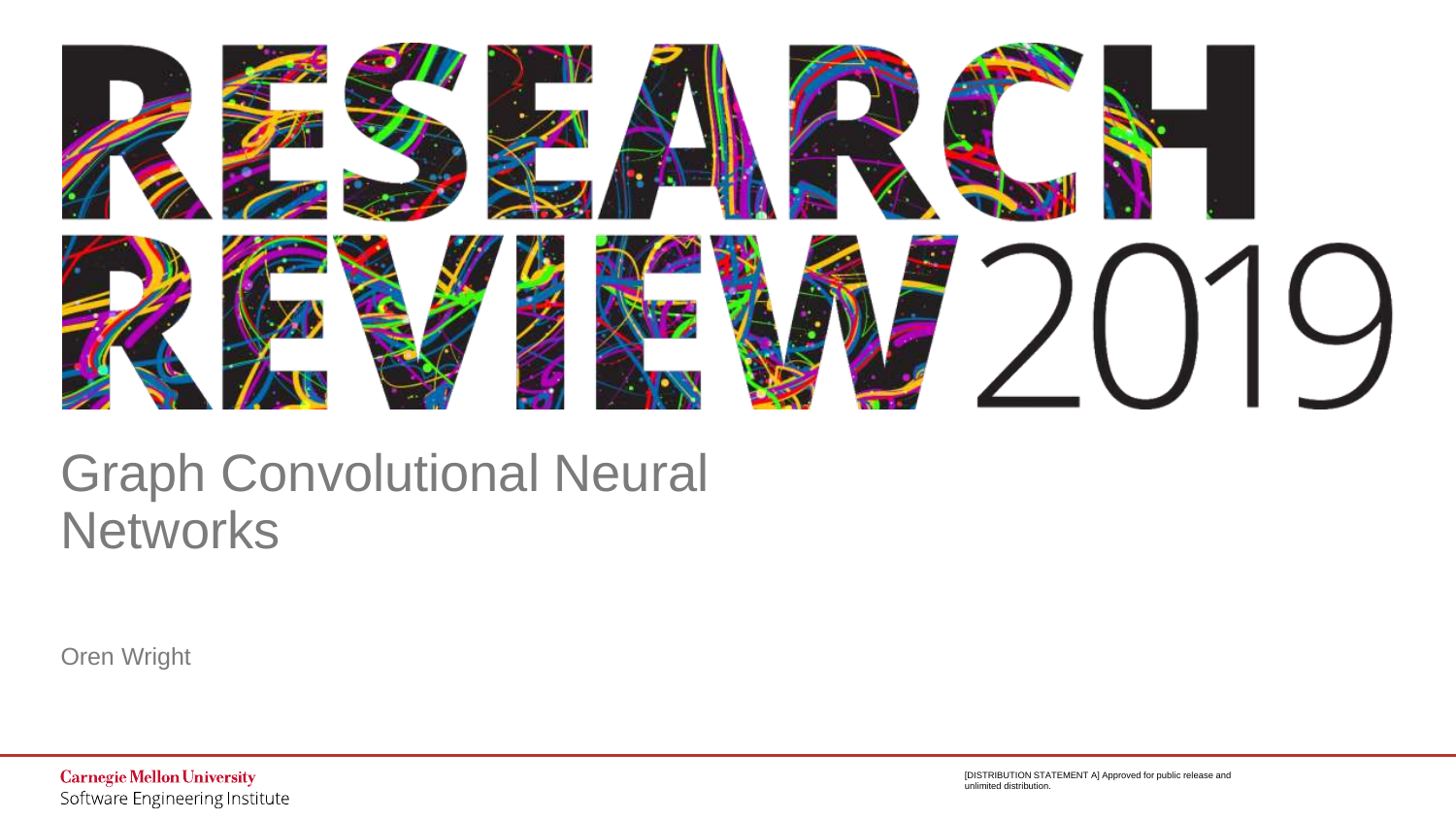# RESEARCH REVIEW 2019

## Graph Convolutional Neural Networks

Oren Wright

Carnegie Mellon University
Software Engineering Institute

[DISTRIBUTION STATEMENT A] Approved for public release and unlimited distribution.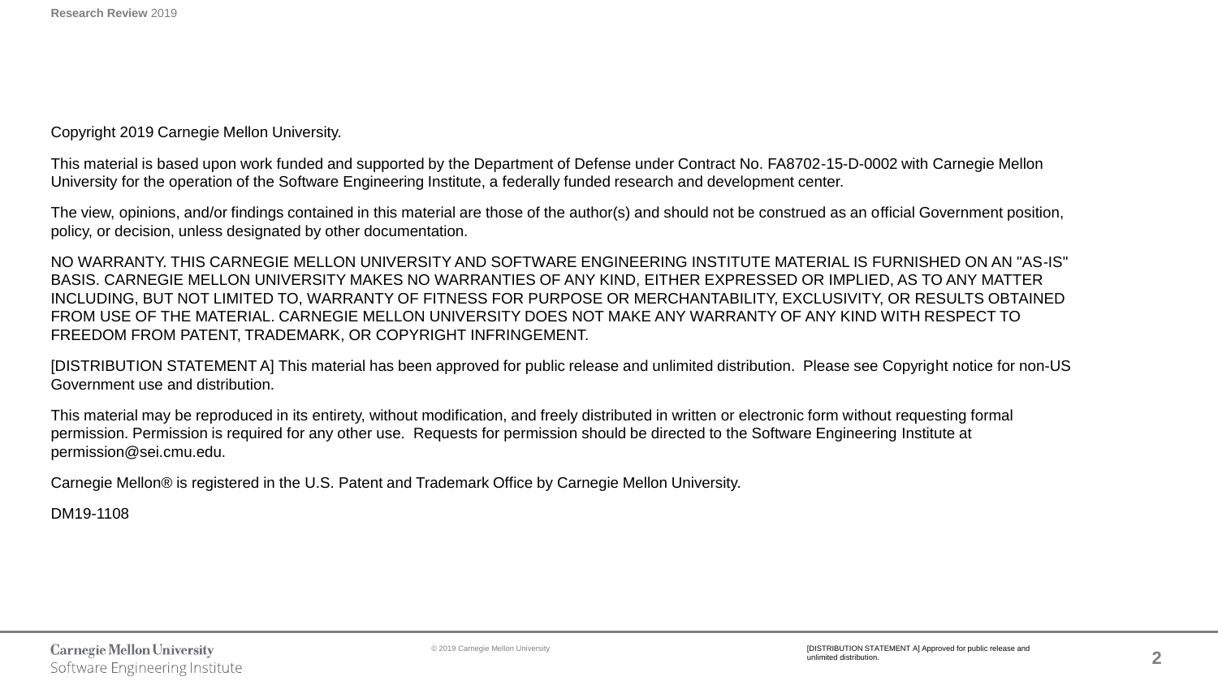Copyright 2019 Carnegie Mellon University.

This material is based upon work funded and supported by the Department of Defense under Contract No. FA8702-15-D-0002 with Carnegie Mellon University for the operation of the Software Engineering Institute, a federally funded research and development center.

The view, opinions, and/or findings contained in this material are those of the author(s) and should not be construed as an official Government position, policy, or decision, unless designated by other documentation.

NO WARRANTY. THIS CARNEGIE MELLON UNIVERSITY AND SOFTWARE ENGINEERING INSTITUTE MATERIAL IS FURNISHED ON AN "AS-IS" BASIS. CARNEGIE MELLON UNIVERSITY MAKES NO WARRANTIES OF ANY KIND, EITHER EXPRESSED OR IMPLIED, AS TO ANY MATTER INCLUDING, BUT NOT LIMITED TO, WARRANTY OF FITNESS FOR PURPOSE OR MERCHANTABILITY, EXCLUSIVITY, OR RESULTS OBTAINED FROM USE OF THE MATERIAL. CARNEGIE MELLON UNIVERSITY DOES NOT MAKE ANY WARRANTY OF ANY KIND WITH RESPECT TO FREEDOM FROM PATENT, TRADEMARK, OR COPYRIGHT INFRINGEMENT.

[DISTRIBUTION STATEMENT A] This material has been approved for public release and unlimited distribution. Please see Copyright notice for non-US Government use and distribution.

This material may be reproduced in its entirety, without modification, and freely distributed in written or electronic form without requesting formal permission. Permission is required for any other use. Requests for permission should be directed to the Software Engineering Institute at permission@sei.cmu.edu.

Carnegie Mellon® is registered in the U.S. Patent and Trademark Office by Carnegie Mellon University.

DM19-1108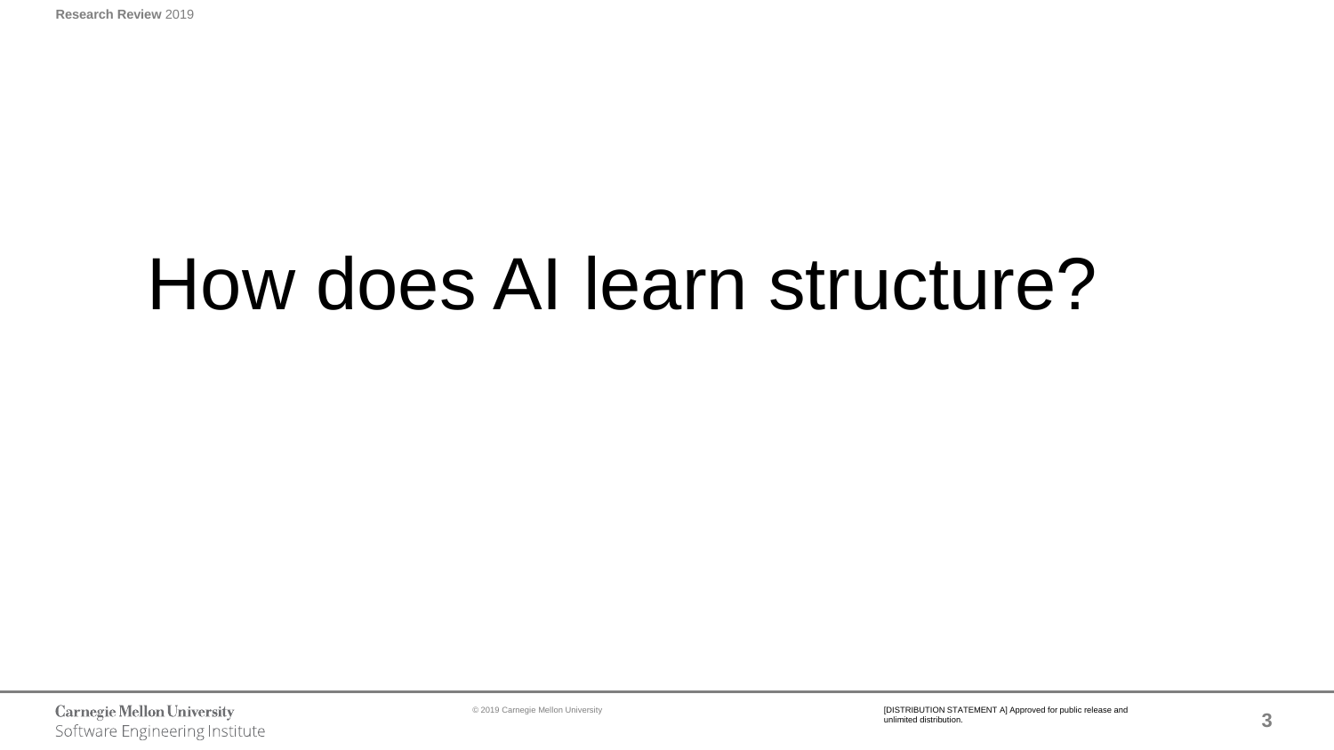# How does AI learn structure?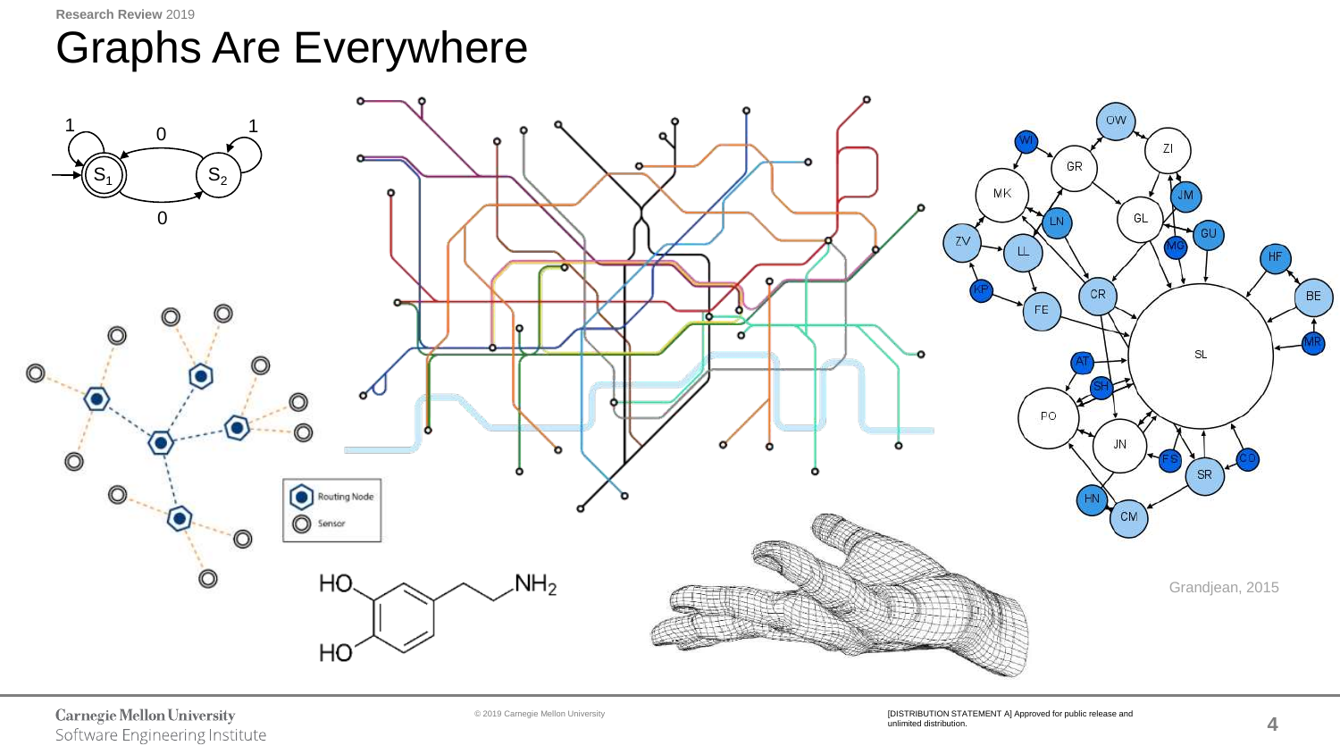# Graphs Are Everywhere

Grandjean, 2015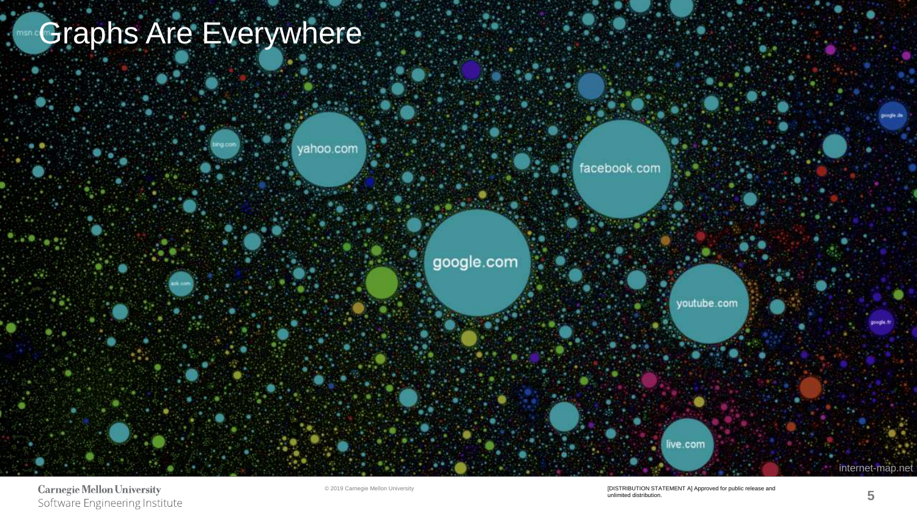# Graphs Are Everywhere

internet-map.net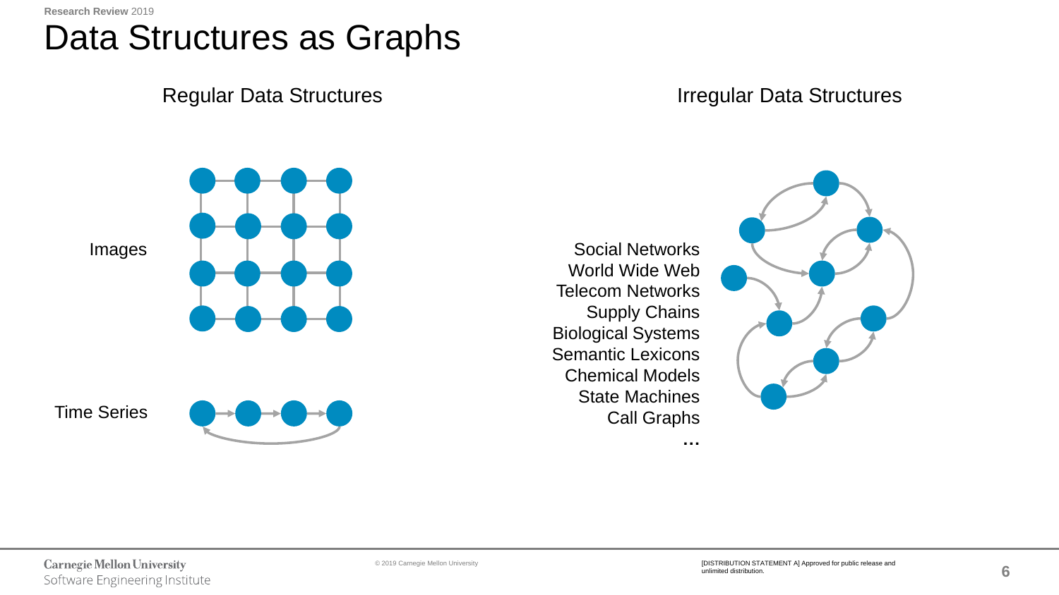# Data Structures as Graphs

## Regular Data Structures

Images

Time Series

## Irregular Data Structures

Social Networks
World Wide Web
Telecom Networks
Supply Chains
Biological Systems
Semantic Lexicons
Chemical Models
State Machines
Call Graphs
…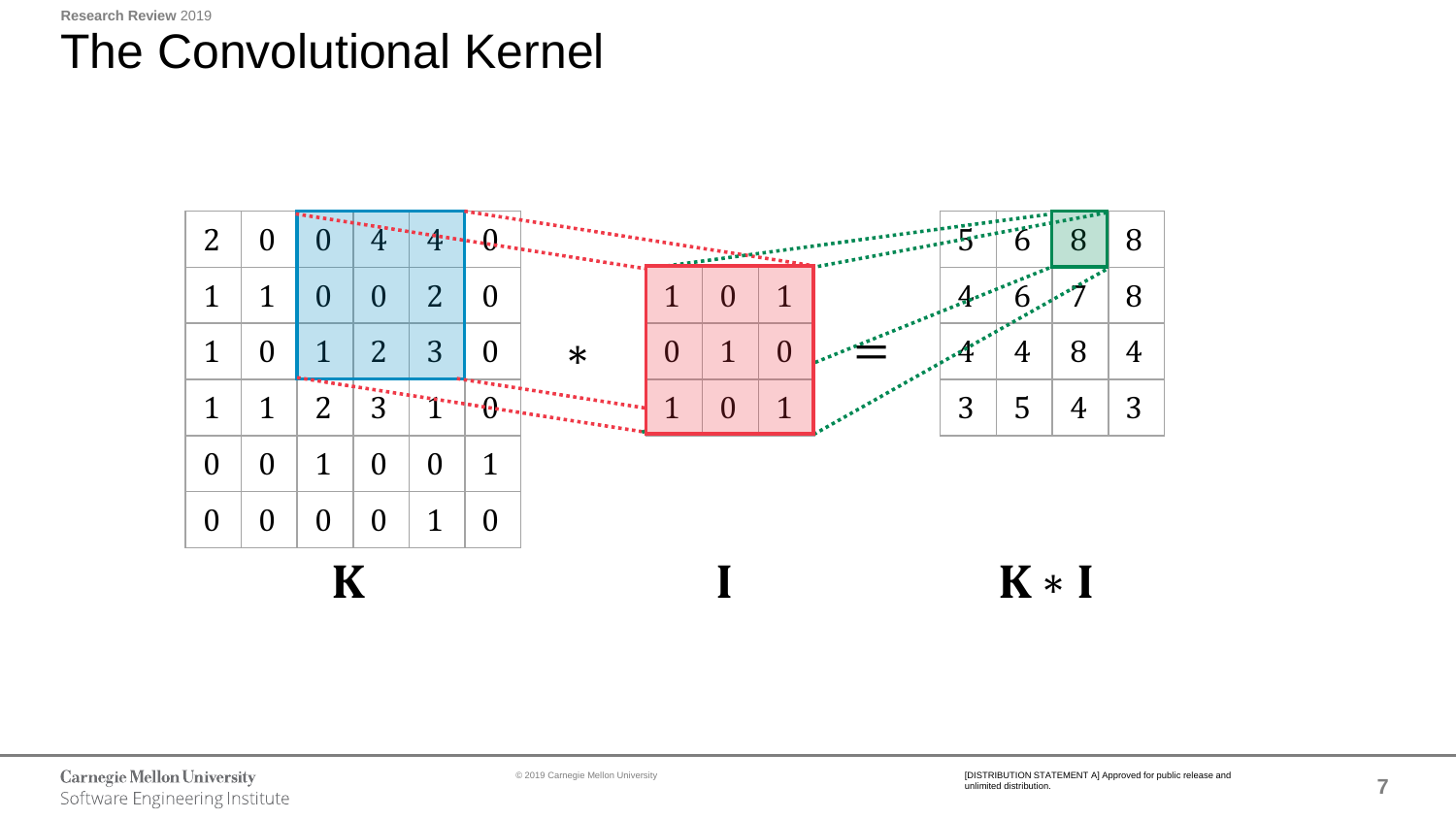# The Convolutional Kernel

| 2 | 0 | 0 | 4 | 4 | 0 |
|---|---|---|---|---|---|
| 1 | 1 | 0 | 0 | 2 | 0 |
| 1 | 0 | 1 | 2 | 3 | 0 |
| 1 | 1 | 2 | 3 | 1 | 0 |
| 0 | 0 | 1 | 0 | 0 | 1 |
| 0 | 0 | 0 | 0 | 1 | 0 |

$\mathbf{K}$

$*$

| 1 | 0 | 1 |
|---|---|---|
| 0 | 1 | 0 |
| 1 | 0 | 1 |

$\mathbf{I}$

$=$

| 5 | 6 | 8 | 8 |
|---|---|---|---|
| 4 | 6 | 7 | 8 |
| 4 | 4 | 8 | 4 |
| 3 | 5 | 4 | 3 |

$\mathbf{K} * \mathbf{I}$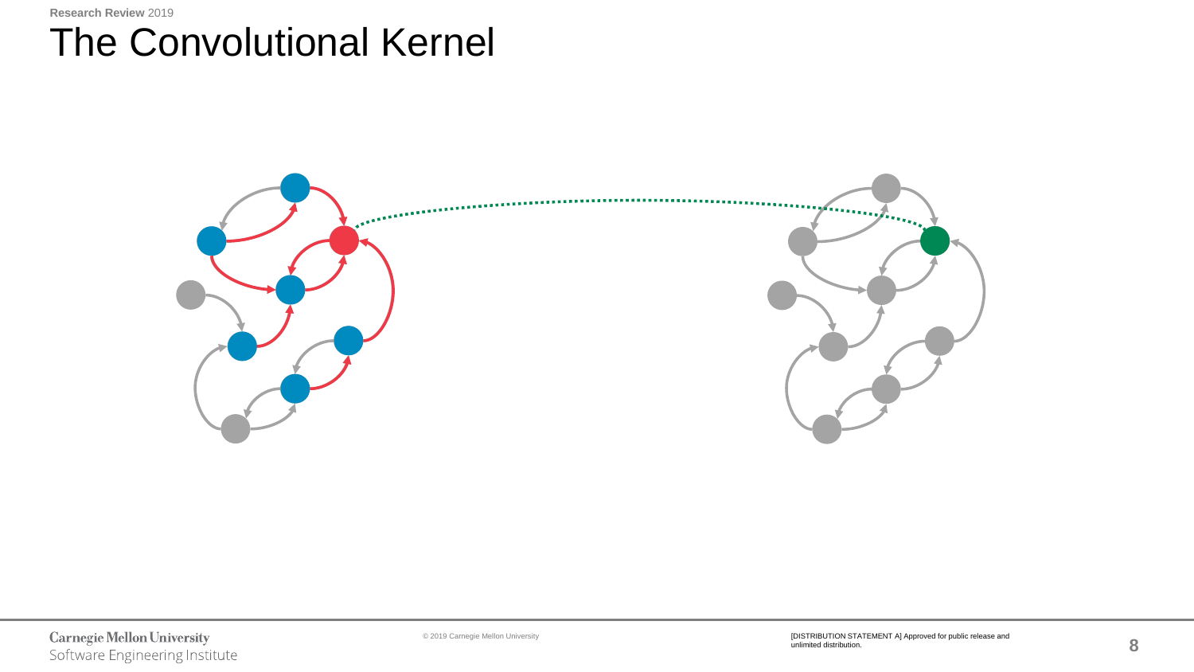# The Convolutional Kernel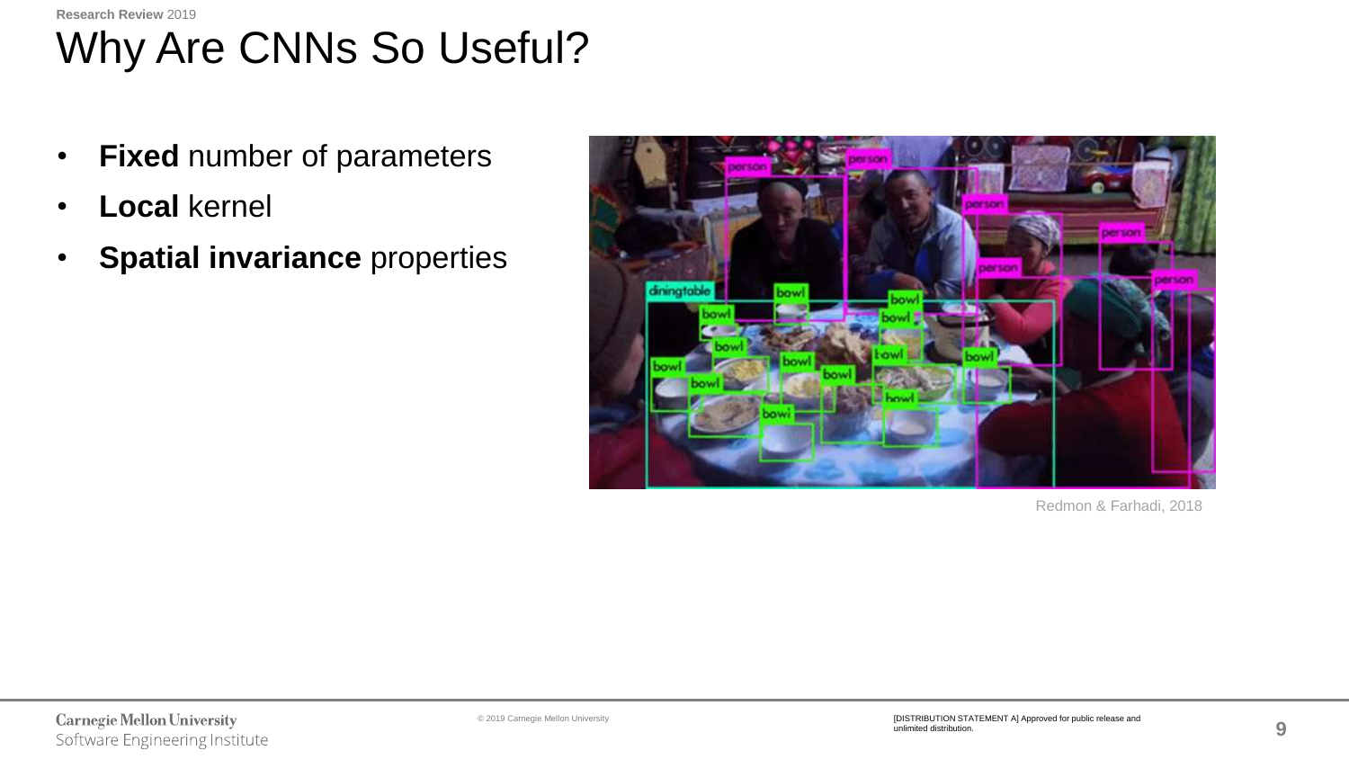# Why Are CNNs So Useful?

- **Fixed** number of parameters
- **Local** kernel
- **Spatial invariance** properties

Redmon & Farhadi, 2018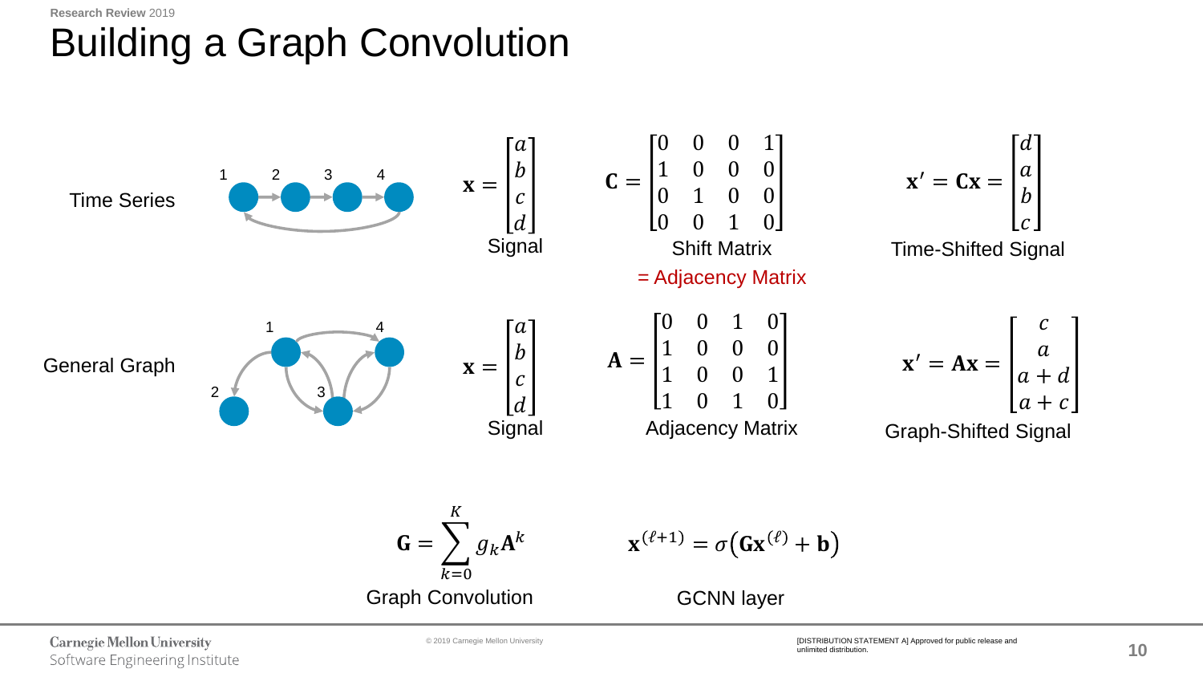# Building a Graph Convolution

**Time Series**

$$\mathbf{x} = \begin{bmatrix} a \\ b \\ c \\ d \end{bmatrix}$$

Signal

$$\mathbf{C} = \begin{bmatrix} 0 & 0 & 0 & 1 \\ 1 & 0 & 0 & 0 \\ 0 & 1 & 0 & 0 \\ 0 & 0 & 1 & 0 \end{bmatrix}$$

Shift Matrix

= Adjacency Matrix

$$\mathbf{x}' = \mathbf{C}\mathbf{x} = \begin{bmatrix} d \\ a \\ b \\ c \end{bmatrix}$$

Time-Shifted Signal

**General Graph**

$$\mathbf{x} = \begin{bmatrix} a \\ b \\ c \\ d \end{bmatrix}$$

Signal

$$\mathbf{A} = \begin{bmatrix} 0 & 0 & 1 & 0 \\ 1 & 0 & 0 & 0 \\ 1 & 0 & 0 & 1 \\ 1 & 0 & 1 & 0 \end{bmatrix}$$

Adjacency Matrix

$$\mathbf{x}' = \mathbf{A}\mathbf{x} = \begin{bmatrix} c \\ a \\ a + d \\ a + c \end{bmatrix}$$

Graph-Shifted Signal

$$\mathbf{G} = \sum_{k=0}^{K} g_k \mathbf{A}^k$$

Graph Convolution

$$\mathbf{x}^{(\ell+1)} = \sigma\left(\mathbf{G}\mathbf{x}^{(\ell)} + \mathbf{b}\right)$$

GCNN layer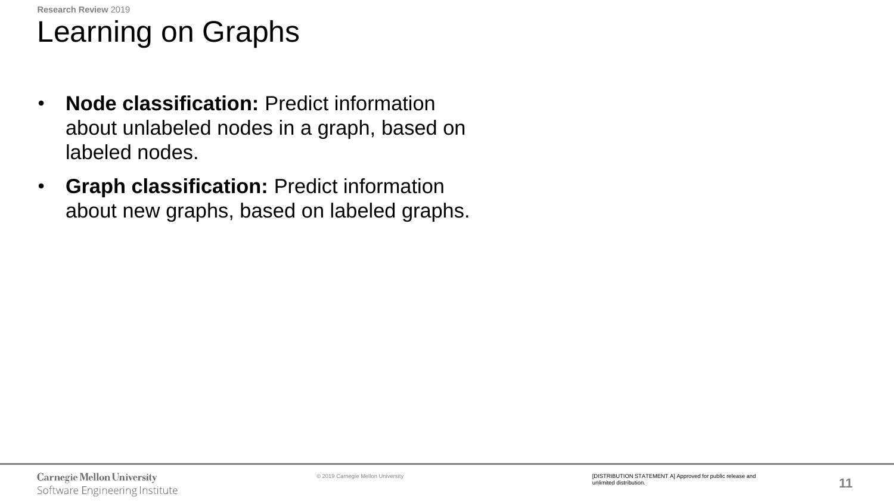# Learning on Graphs

- **Node classification:** Predict information about unlabeled nodes in a graph, based on labeled nodes.
- **Graph classification:** Predict information about new graphs, based on labeled graphs.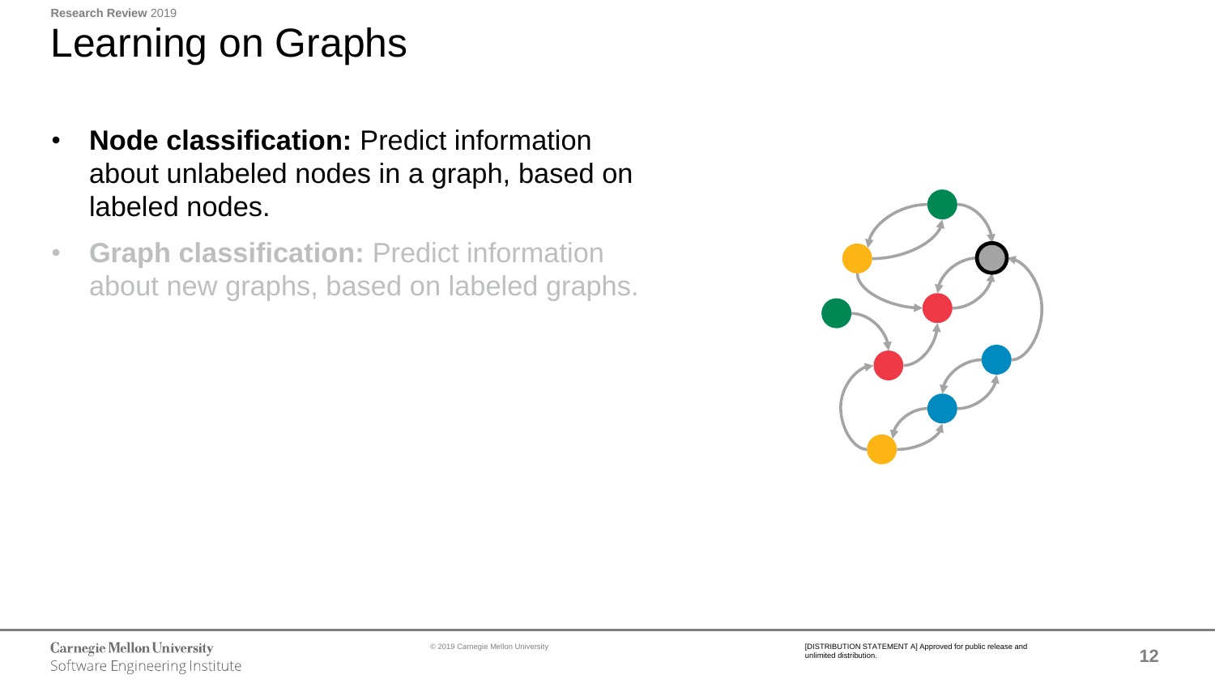# Learning on Graphs

- **Node classification:** Predict information about unlabeled nodes in a graph, based on labeled nodes.
- **Graph classification:** Predict information about new graphs, based on labeled graphs.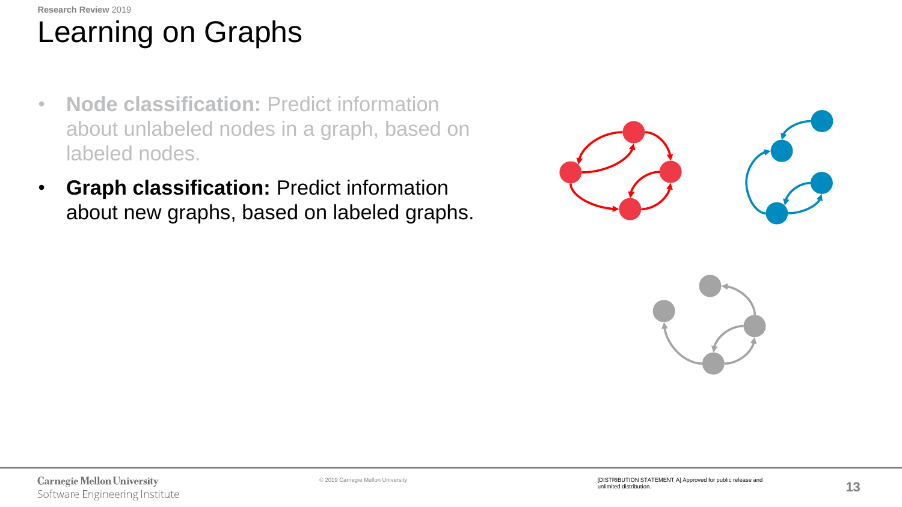# Learning on Graphs

- **Node classification:** Predict information about unlabeled nodes in a graph, based on labeled nodes.
- **Graph classification:** Predict information about new graphs, based on labeled graphs.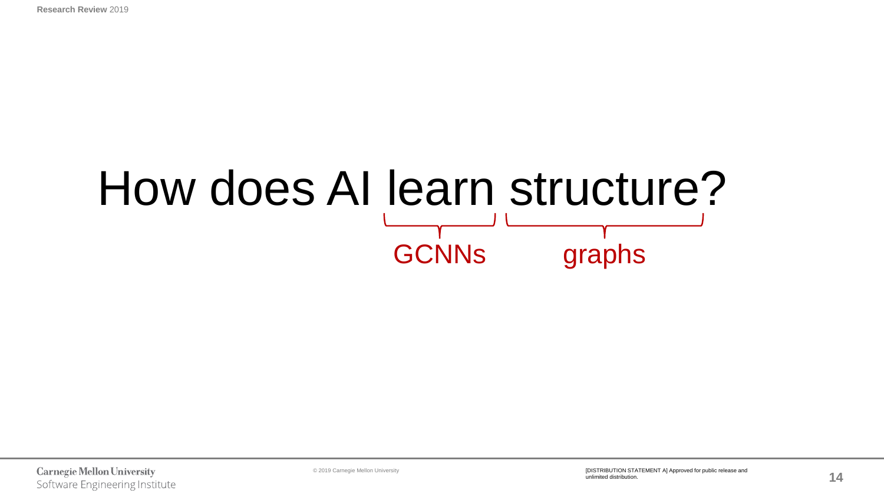# How does AI learn structure?

learn → GCNNs

structure → graphs